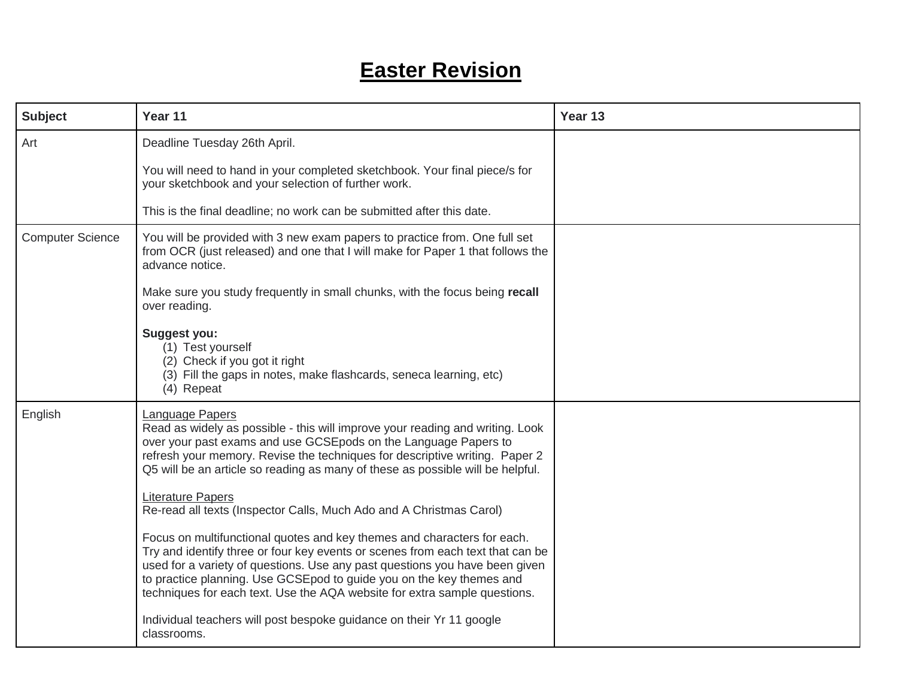# Easter Revision

| Subject | Year 11 | Year 13 |
|---|---|---|
| Art | Deadline Tuesday 26th April.<br><br>You will need to hand in your completed sketchbook. Your final piece/s for your sketchbook and your selection of further work.<br><br>This is the final deadline; no work can be submitted after this date. | |
| Computer Science | You will be provided with 3 new exam papers to practice from. One full set from OCR (just released) and one that I will make for Paper 1 that follows the advance notice.<br><br>Make sure you study frequently in small chunks, with the focus being **recall** over reading.<br><br>**Suggest you:**<br>(1) Test yourself<br>(2) Check if you got it right<br>(3) Fill the gaps in notes, make flashcards, seneca learning, etc)<br>(4) Repeat | |
| English | <u>Language Papers</u><br>Read as widely as possible - this will improve your reading and writing. Look over your past exams and use GCSEpods on the Language Papers to refresh your memory. Revise the techniques for descriptive writing. Paper 2 Q5 will be an article so reading as many of these as possible will be helpful.<br><br><u>Literature Papers</u><br>Re-read all texts (Inspector Calls, Much Ado and A Christmas Carol)<br><br>Focus on multifunctional quotes and key themes and characters for each. Try and identify three or four key events or scenes from each text that can be used for a variety of questions. Use any past questions you have been given to practice planning. Use GCSEpod to guide you on the key themes and techniques for each text. Use the AQA website for extra sample questions.<br><br>Individual teachers will post bespoke guidance on their Yr 11 google classrooms. | |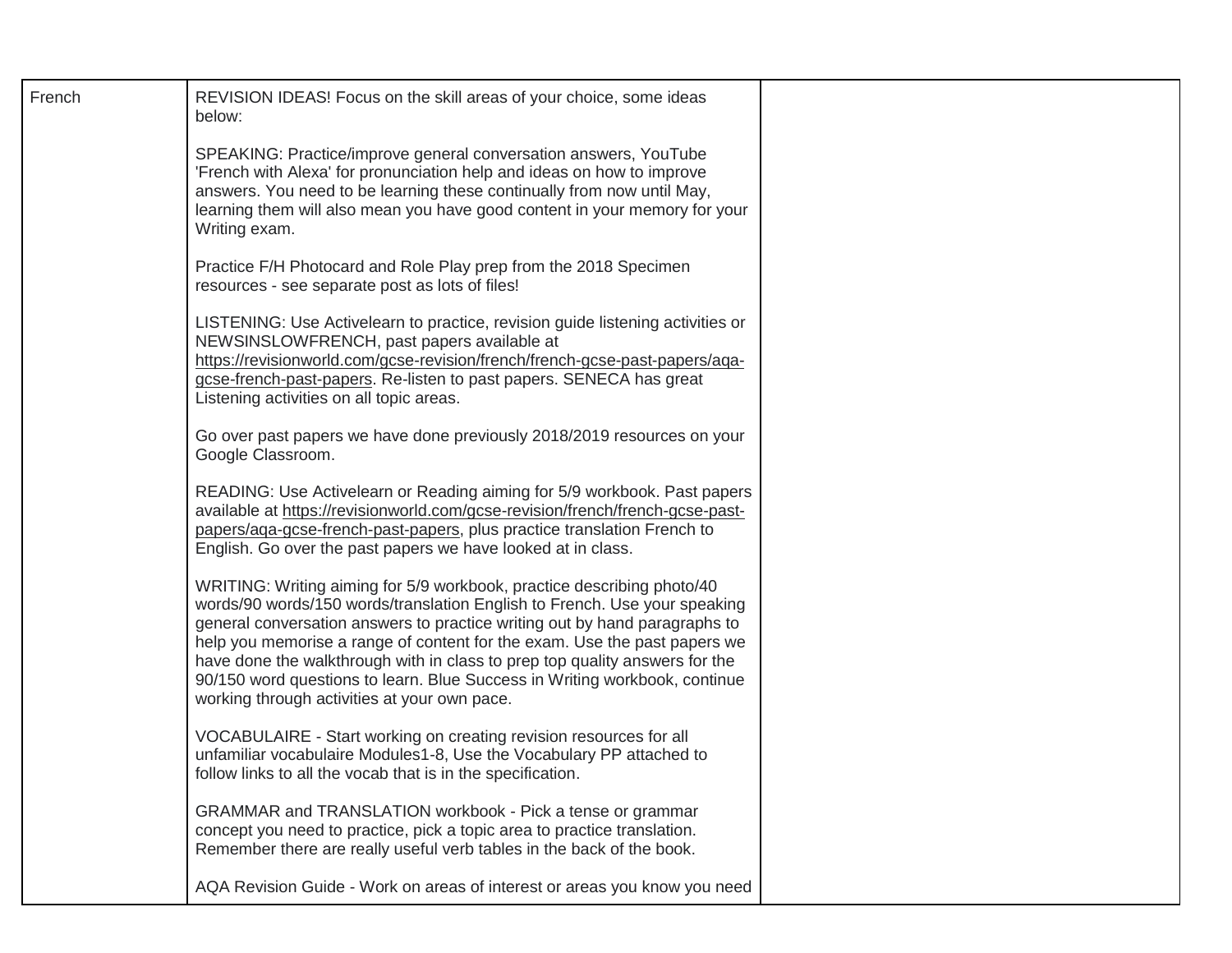| French | REVISION IDEAS! Focus on the skill areas of your choice, some ideas below:<br><br>SPEAKING: Practice/improve general conversation answers, YouTube 'French with Alexa' for pronunciation help and ideas on how to improve answers. You need to be learning these continually from now until May, learning them will also mean you have good content in your memory for your Writing exam.<br><br>Practice F/H Photocard and Role Play prep from the 2018 Specimen resources - see separate post as lots of files!<br><br>LISTENING: Use Activelearn to practice, revision guide listening activities or NEWSINSLOWFRENCH, past papers available at https://revisionworld.com/gcse-revision/french/french-gcse-past-papers/aqa-gcse-french-past-papers. Re-listen to past papers. SENECA has great Listening activities on all topic areas.<br><br>Go over past papers we have done previously 2018/2019 resources on your Google Classroom.<br><br>READING: Use Activelearn or Reading aiming for 5/9 workbook. Past papers available at https://revisionworld.com/gcse-revision/french/french-gcse-past-papers/aqa-gcse-french-past-papers, plus practice translation French to English. Go over the past papers we have looked at in class.<br><br>WRITING: Writing aiming for 5/9 workbook, practice describing photo/40 words/90 words/150 words/translation English to French. Use your speaking general conversation answers to practice writing out by hand paragraphs to help you memorise a range of content for the exam. Use the past papers we have done the walkthrough with in class to prep top quality answers for the 90/150 word questions to learn. Blue Success in Writing workbook, continue working through activities at your own pace.<br><br>VOCABULAIRE - Start working on creating revision resources for all unfamiliar vocabulaire Modules1-8, Use the Vocabulary PP attached to follow links to all the vocab that is in the specification.<br><br>GRAMMAR and TRANSLATION workbook - Pick a tense or grammar concept you need to practice, pick a topic area to practice translation. Remember there are really useful verb tables in the back of the book.<br><br>AQA Revision Guide - Work on areas of interest or areas you know you need | |
|---|---|---|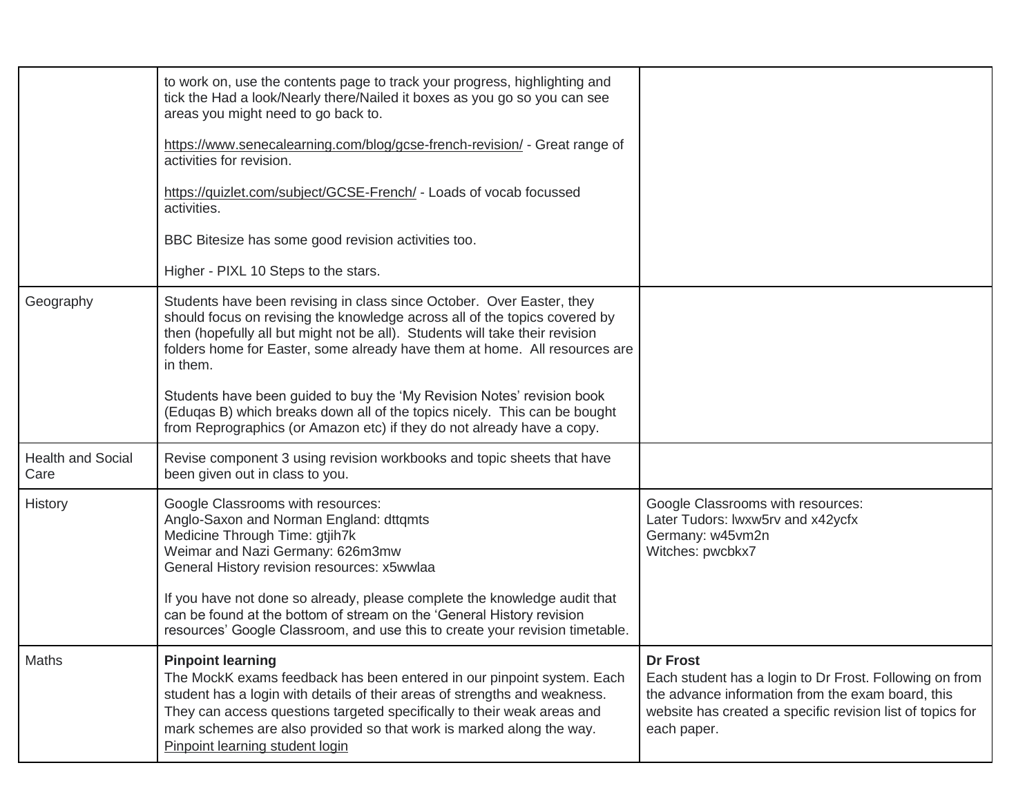| | | |
|---|---|---|
| | to work on, use the contents page to track your progress, highlighting and tick the Had a look/Nearly there/Nailed it boxes as you go so you can see areas you might need to go back to.<br><br>https://www.senecalearning.com/blog/gcse-french-revision/ - Great range of activities for revision.<br><br>https://quizlet.com/subject/GCSE-French/ - Loads of vocab focussed activities.<br><br>BBC Bitesize has some good revision activities too.<br><br>Higher - PIXL 10 Steps to the stars. | |
| Geography | Students have been revising in class since October. Over Easter, they should focus on revising the knowledge across all of the topics covered by then (hopefully all but might not be all). Students will take their revision folders home for Easter, some already have them at home. All resources are in them.<br><br>Students have been guided to buy the 'My Revision Notes' revision book (Eduqas B) which breaks down all of the topics nicely. This can be bought from Reprographics (or Amazon etc) if they do not already have a copy. | |
| Health and Social Care | Revise component 3 using revision workbooks and topic sheets that have been given out in class to you. | |
| History | Google Classrooms with resources:<br>Anglo-Saxon and Norman England: dttqmts<br>Medicine Through Time: gtjih7k<br>Weimar and Nazi Germany: 626m3mw<br>General History revision resources: x5wwlaa<br><br>If you have not done so already, please complete the knowledge audit that can be found at the bottom of stream on the 'General History revision resources' Google Classroom, and use this to create your revision timetable. | Google Classrooms with resources:<br>Later Tudors: lwxw5rv and x42ycfx<br>Germany: w45vm2n<br>Witches: pwcbkx7 |
| Maths | **Pinpoint learning**<br>The MockK exams feedback has been entered in our pinpoint system. Each student has a login with details of their areas of strengths and weakness. They can access questions targeted specifically to their weak areas and mark schemes are also provided so that work is marked along the way.<br>Pinpoint learning student login | **Dr Frost**<br>Each student has a login to Dr Frost. Following on from the advance information from the exam board, this website has created a specific revision list of topics for each paper. |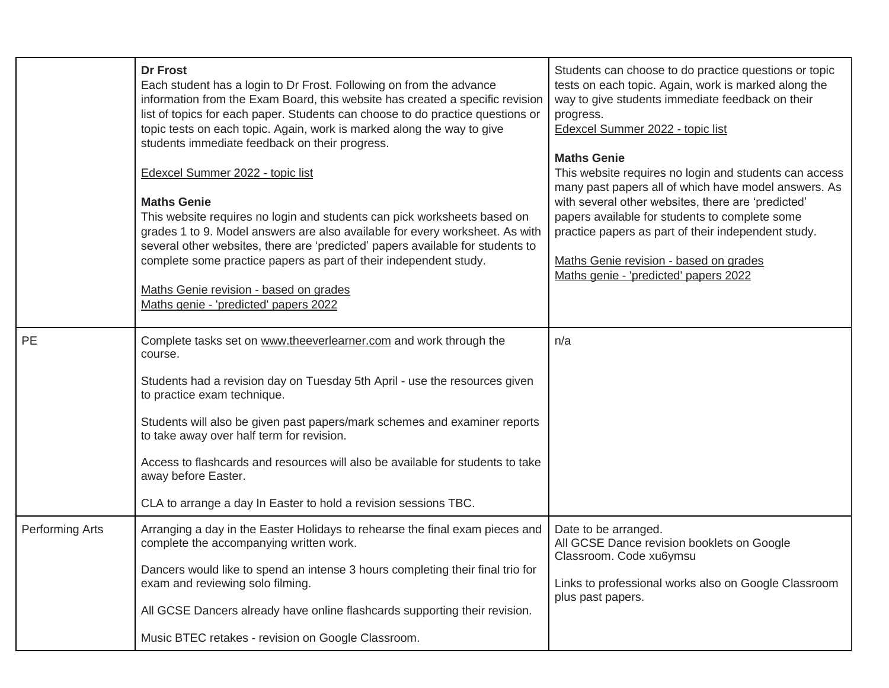|  |  |  |
|---|---|---|
|  | **Dr Frost**<br>Each student has a login to Dr Frost. Following on from the advance information from the Exam Board, this website has created a specific revision list of topics for each paper. Students can choose to do practice questions or topic tests on each topic. Again, work is marked along the way to give students immediate feedback on their progress.<br><br>Edexcel Summer 2022 - topic list<br><br>**Maths Genie**<br>This website requires no login and students can pick worksheets based on grades 1 to 9. Model answers are also available for every worksheet. As with several other websites, there are 'predicted' papers available for students to complete some practice papers as part of their independent study.<br><br>Maths Genie revision - based on grades<br>Maths genie - 'predicted' papers 2022 | Students can choose to do practice questions or topic tests on each topic. Again, work is marked along the way to give students immediate feedback on their progress.<br>Edexcel Summer 2022 - topic list<br><br>**Maths Genie**<br>This website requires no login and students can access many past papers all of which have model answers. As with several other websites, there are 'predicted' papers available for students to complete some practice papers as part of their independent study.<br><br>Maths Genie revision - based on grades<br>Maths genie - 'predicted' papers 2022 |
| PE | Complete tasks set on www.theeverlearner.com and work through the course.<br><br>Students had a revision day on Tuesday 5th April - use the resources given to practice exam technique.<br><br>Students will also be given past papers/mark schemes and examiner reports to take away over half term for revision.<br><br>Access to flashcards and resources will also be available for students to take away before Easter.<br><br>CLA to arrange a day In Easter to hold a revision sessions TBC. | n/a |
| Performing Arts | Arranging a day in the Easter Holidays to rehearse the final exam pieces and complete the accompanying written work.<br><br>Dancers would like to spend an intense 3 hours completing their final trio for exam and reviewing solo filming.<br><br>All GCSE Dancers already have online flashcards supporting their revision.<br><br>Music BTEC retakes - revision on Google Classroom. | Date to be arranged.<br>All GCSE Dance revision booklets on Google Classroom. Code xu6ymsu<br><br>Links to professional works also on Google Classroom plus past papers. |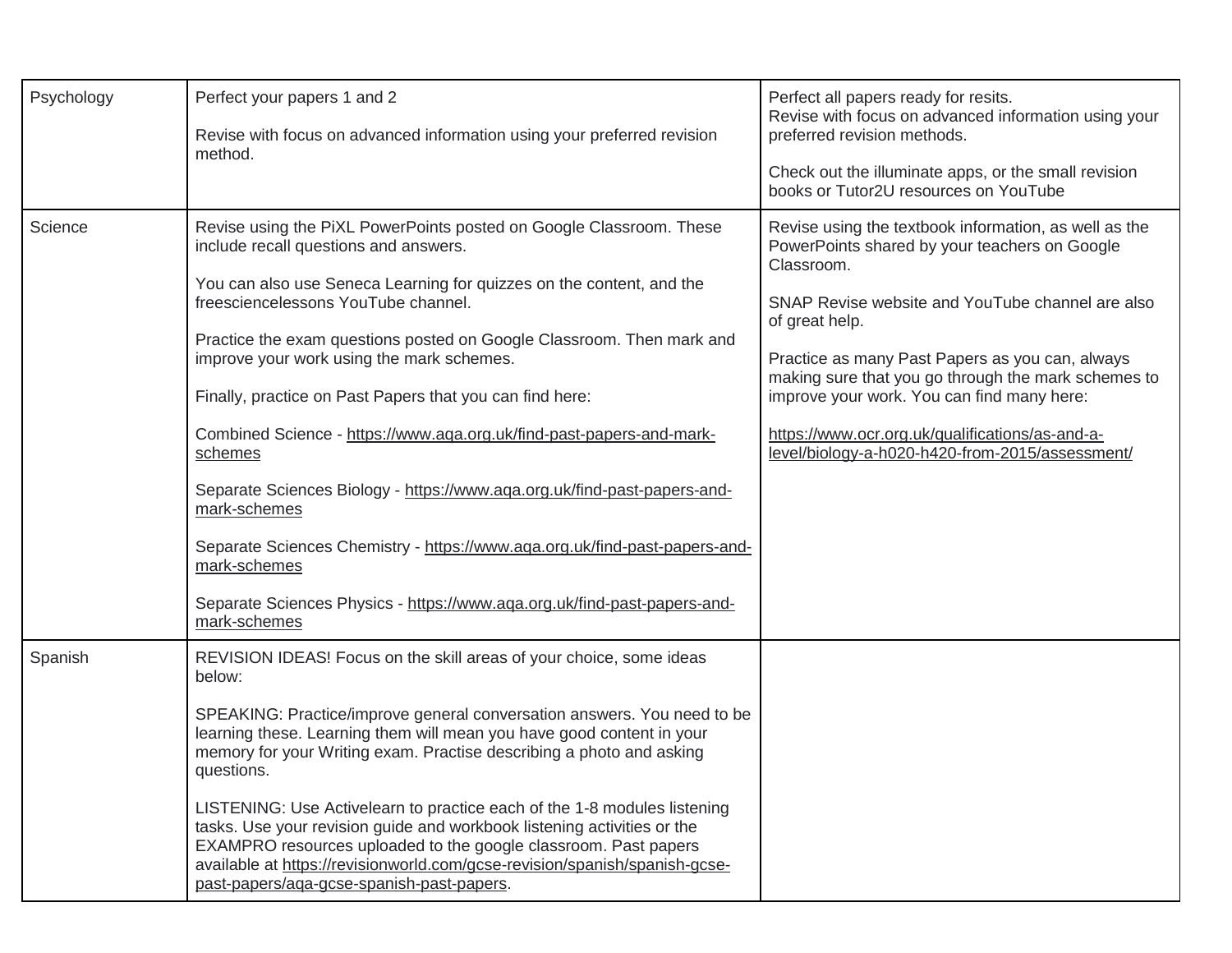| | | |
|---|---|---|
| Psychology | Perfect your papers 1 and 2<br><br>Revise with focus on advanced information using your preferred revision method. | Perfect all papers ready for resits.<br>Revise with focus on advanced information using your preferred revision methods.<br><br>Check out the illuminate apps, or the small revision books or Tutor2U resources on YouTube |
| Science | Revise using the PiXL PowerPoints posted on Google Classroom. These include recall questions and answers.<br><br>You can also use Seneca Learning for quizzes on the content, and the freesciencelessons YouTube channel.<br><br>Practice the exam questions posted on Google Classroom. Then mark and improve your work using the mark schemes.<br><br>Finally, practice on Past Papers that you can find here:<br><br>Combined Science - https://www.aqa.org.uk/find-past-papers-and-mark-schemes<br><br>Separate Sciences Biology - https://www.aqa.org.uk/find-past-papers-and-mark-schemes<br><br>Separate Sciences Chemistry - https://www.aqa.org.uk/find-past-papers-and-mark-schemes<br><br>Separate Sciences Physics - https://www.aqa.org.uk/find-past-papers-and-mark-schemes | Revise using the textbook information, as well as the PowerPoints shared by your teachers on Google Classroom.<br><br>SNAP Revise website and YouTube channel are also of great help.<br><br>Practice as many Past Papers as you can, always making sure that you go through the mark schemes to improve your work. You can find many here:<br><br>https://www.ocr.org.uk/qualifications/as-and-a-level/biology-a-h020-h420-from-2015/assessment/ |
| Spanish | REVISION IDEAS! Focus on the skill areas of your choice, some ideas below:<br><br>SPEAKING: Practice/improve general conversation answers. You need to be learning these. Learning them will mean you have good content in your memory for your Writing exam. Practise describing a photo and asking questions.<br><br>LISTENING: Use Activelearn to practice each of the 1-8 modules listening tasks. Use your revision guide and workbook listening activities or the EXAMPRO resources uploaded to the google classroom. Past papers available at https://revisionworld.com/gcse-revision/spanish/spanish-gcse-past-papers/aqa-gcse-spanish-past-papers. | |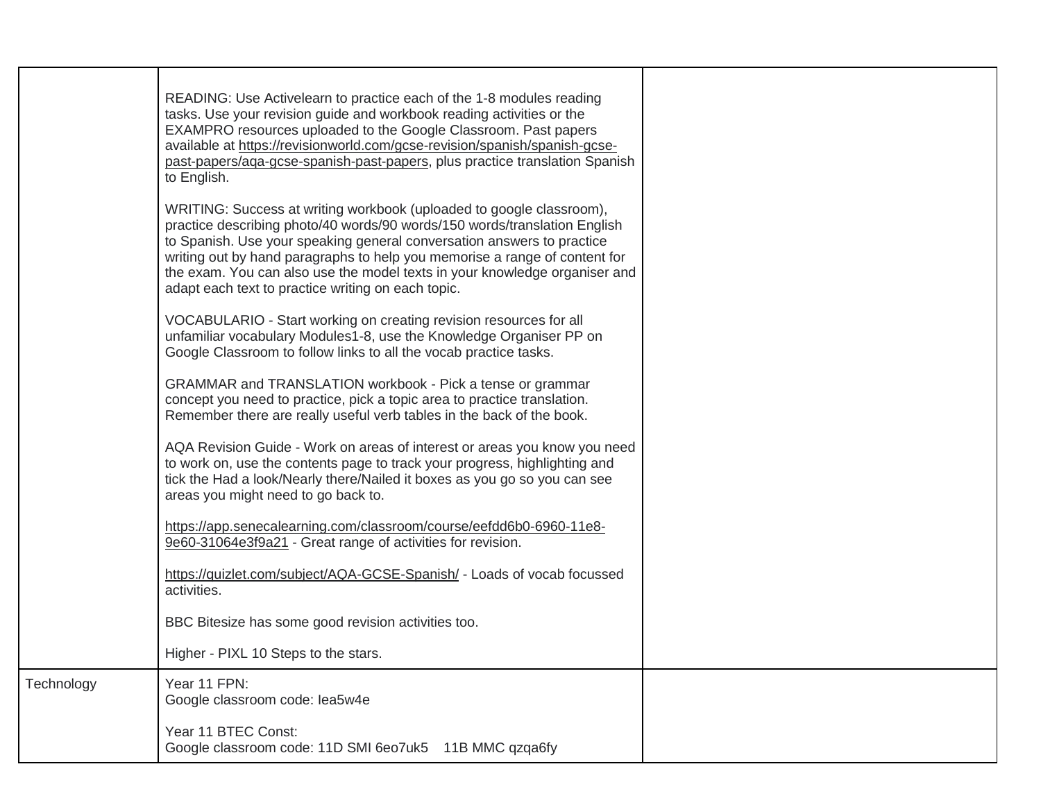| | | |
|---|---|---|
| | READING: Use Activelearn to practice each of the 1-8 modules reading tasks. Use your revision guide and workbook reading activities or the EXAMPRO resources uploaded to the Google Classroom. Past papers available at https://revisionworld.com/gcse-revision/spanish/spanish-gcse-past-papers/aqa-gcse-spanish-past-papers, plus practice translation Spanish to English.<br><br>WRITING: Success at writing workbook (uploaded to google classroom), practice describing photo/40 words/90 words/150 words/translation English to Spanish. Use your speaking general conversation answers to practice writing out by hand paragraphs to help you memorise a range of content for the exam. You can also use the model texts in your knowledge organiser and adapt each text to practice writing on each topic.<br><br>VOCABULARIO - Start working on creating revision resources for all unfamiliar vocabulary Modules1-8, use the Knowledge Organiser PP on Google Classroom to follow links to all the vocab practice tasks.<br><br>GRAMMAR and TRANSLATION workbook - Pick a tense or grammar concept you need to practice, pick a topic area to practice translation. Remember there are really useful verb tables in the back of the book.<br><br>AQA Revision Guide - Work on areas of interest or areas you know you need to work on, use the contents page to track your progress, highlighting and tick the Had a look/Nearly there/Nailed it boxes as you go so you can see areas you might need to go back to.<br><br>https://app.senecalearning.com/classroom/course/eefdd6b0-6960-11e8-9e60-31064e3f9a21 - Great range of activities for revision.<br><br>https://quizlet.com/subject/AQA-GCSE-Spanish/ - Loads of vocab focussed activities.<br><br>BBC Bitesize has some good revision activities too.<br><br>Higher - PIXL 10 Steps to the stars. | |
| Technology | Year 11 FPN:<br>Google classroom code: Iea5w4e<br><br>Year 11 BTEC Const:<br>Google classroom code: 11D SMI 6eo7uk5 11B MMC qzqa6fy | |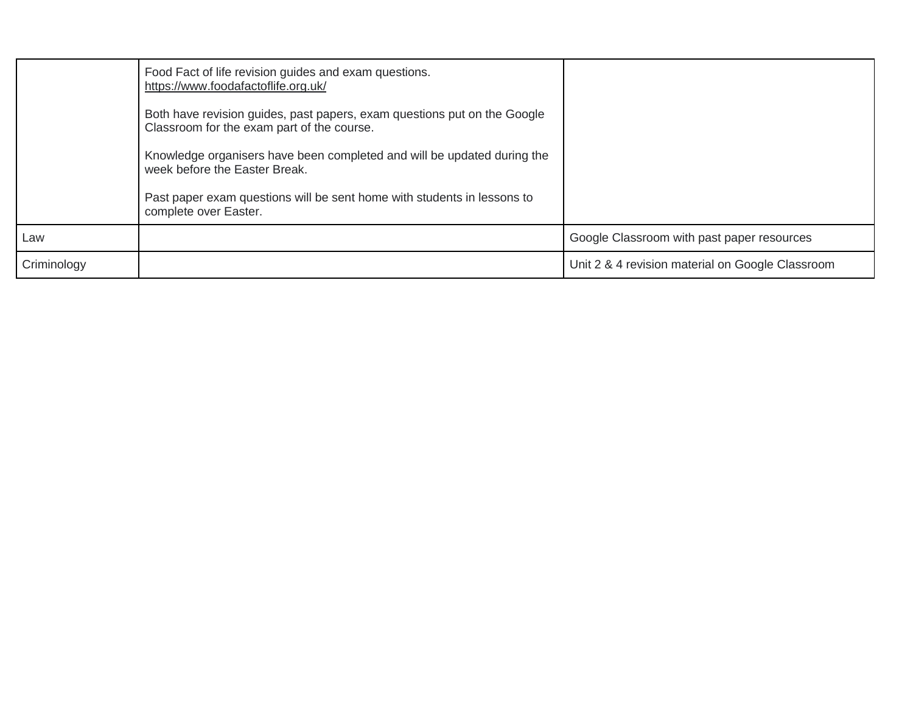| | | |
|---|---|---|
| | Food Fact of life revision guides and exam questions. https://www.foodafactoflife.org.uk/<br><br>Both have revision guides, past papers, exam questions put on the Google Classroom for the exam part of the course.<br><br>Knowledge organisers have been completed and will be updated during the week before the Easter Break.<br><br>Past paper exam questions will be sent home with students in lessons to complete over Easter. | |
| Law | | Google Classroom with past paper resources |
| Criminology | | Unit 2 & 4 revision material on Google Classroom |